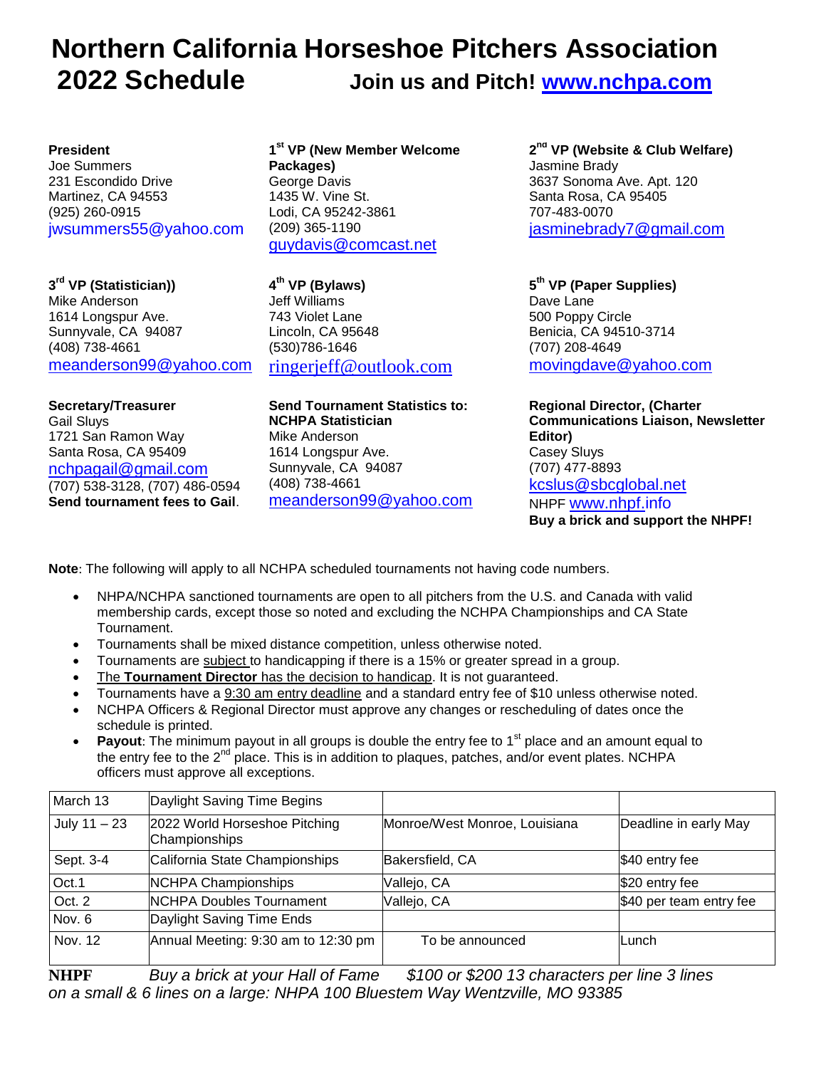# Northern California Horseshoe Pitchers Association

## 2022 Schedule

**Join us and Pitch! www.nchpa.com**

**President**
Joe Summers
231 Escondido Drive
Martinez, CA 94553
(925) 260-0915
jwsummers55@yahoo.com

**1st VP (New Member Welcome Packages)**
George Davis
1435 W. Vine St.
Lodi, CA 95242-3861
(209) 365-1190
guydavis@comcast.net

**2nd VP (Website & Club Welfare)**
Jasmine Brady
3637 Sonoma Ave. Apt. 120
Santa Rosa, CA 95405
707-483-0070
jasminebrady7@gmail.com

**3rd VP (Statistician))**
Mike Anderson
1614 Longspur Ave.
Sunnyvale, CA 94087
(408) 738-4661
meanderson99@yahoo.com

**4th VP (Bylaws)**
Jeff Williams
743 Violet Lane
Lincoln, CA 95648
(530)786-1646
ringerjeff@outlook.com

**5th VP (Paper Supplies)**
Dave Lane
500 Poppy Circle
Benicia, CA 94510-3714
(707) 208-4649
movingdave@yahoo.com

**Secretary/Treasurer**
Gail Sluys
1721 San Ramon Way
Santa Rosa, CA 95409
nchpagail@gmail.com
(707) 538-3128, (707) 486-0594
**Send tournament fees to Gail**.

**Send Tournament Statistics to: NCHPA Statistician**
Mike Anderson
1614 Longspur Ave.
Sunnyvale, CA 94087
(408) 738-4661
meanderson99@yahoo.com

**Regional Director, (Charter Communications Liaison, Newsletter Editor)**
Casey Sluys
(707) 477-8893
kcslus@sbcglobal.net
NHPF www.nhpf.info
**Buy a brick and support the NHPF!**

**Note**: The following will apply to all NCHPA scheduled tournaments not having code numbers.

- NHPA/NCHPA sanctioned tournaments are open to all pitchers from the U.S. and Canada with valid membership cards, except those so noted and excluding the NCHPA Championships and CA State Tournament.
- Tournaments shall be mixed distance competition, unless otherwise noted.
- Tournaments are subject to handicapping if there is a 15% or greater spread in a group.
- The **Tournament Director** has the decision to handicap. It is not guaranteed.
- Tournaments have a 9:30 am entry deadline and a standard entry fee of $10 unless otherwise noted.
- NCHPA Officers & Regional Director must approve any changes or rescheduling of dates once the schedule is printed.
- **Payout**: The minimum payout in all groups is double the entry fee to 1st place and an amount equal to the entry fee to the 2nd place. This is in addition to plaques, patches, and/or event plates. NCHPA officers must approve all exceptions.

| | | | |
|---|---|---|---|
| March 13 | Daylight Saving Time Begins | | |
| July 11 – 23 | 2022 World Horseshoe Pitching Championships | Monroe/West Monroe, Louisiana | Deadline in early May |
| Sept. 3-4 | California State Championships | Bakersfield, CA | $40 entry fee |
| Oct.1 | NCHPA Championships | Vallejo, CA | $20 entry fee |
| Oct. 2 | NCHPA Doubles Tournament | Vallejo, CA | $40 per team entry fee |
| Nov. 6 | Daylight Saving Time Ends | | |
| Nov. 12 | Annual Meeting: 9:30 am to 12:30 pm | To be announced | Lunch |

**NHPF** *Buy a brick at your Hall of Fame $100 or $200 13 characters per line 3 lines on a small & 6 lines on a large: NHPA 100 Bluestem Way Wentzville, MO 93385*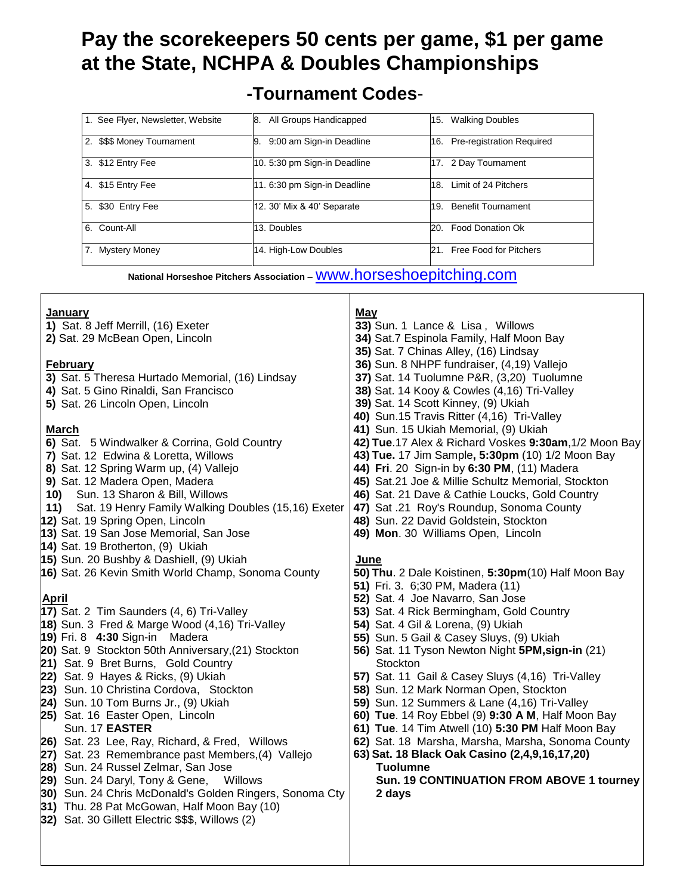# Pay the scorekeepers 50 cents per game, $1 per game at the State, NCHPA & Doubles Championships

## -Tournament Codes-

| | | |
|---|---|---|
| 1. See Flyer, Newsletter, Website | 8. All Groups Handicapped | 15. Walking Doubles |
| 2. $$$ Money Tournament | 9. 9:00 am Sign-in Deadline | 16. Pre-registration Required |
| 3. $12 Entry Fee | 10. 5:30 pm Sign-in Deadline | 17. 2 Day Tournament |
| 4. $15 Entry Fee | 11. 6:30 pm Sign-in Deadline | 18. Limit of 24 Pitchers |
| 5. $30 Entry Fee | 12. 30' Mix & 40' Separate | 19. Benefit Tournament |
| 6. Count-All | 13. Doubles | 20. Food Donation Ok |
| 7. Mystery Money | 14. High-Low Doubles | 21. Free Food for Pitchers |

**National Horseshoe Pitchers Association –** www.horseshoepitching.com

**January**

**1)** Sat. 8 Jeff Merrill, (16) Exeter
**2)** Sat. 29 McBean Open, Lincoln

**February**

**3)** Sat. 5 Theresa Hurtado Memorial, (16) Lindsay
**4)** Sat. 5 Gino Rinaldi, San Francisco
**5)** Sat. 26 Lincoln Open, Lincoln

**March**

**6)** Sat. 5 Windwalker & Corrina, Gold Country
**7)** Sat. 12 Edwina & Loretta, Willows
**8)** Sat. 12 Spring Warm up, (4) Vallejo
**9)** Sat. 12 Madera Open, Madera
**10)** Sun. 13 Sharon & Bill, Willows
**11)** Sat. 19 Henry Family Walking Doubles (15,16) Exeter
**12)** Sat. 19 Spring Open, Lincoln
**13)** Sat. 19 San Jose Memorial, San Jose
**14)** Sat. 19 Brotherton, (9) Ukiah
**15)** Sun. 20 Bushby & Dashiell, (9) Ukiah
**16)** Sat. 26 Kevin Smith World Champ, Sonoma County

**April**

**17)** Sat. 2 Tim Saunders (4, 6) Tri-Valley
**18)** Sun. 3 Fred & Marge Wood (4,16) Tri-Valley
**19)** Fri. 8 **4:30** Sign-in Madera
**20)** Sat. 9 Stockton 50th Anniversary,(21) Stockton
**21)** Sat. 9 Bret Burns, Gold Country
**22)** Sat. 9 Hayes & Ricks, (9) Ukiah
**23)** Sun. 10 Christina Cordova, Stockton
**24)** Sun. 10 Tom Burns Jr., (9) Ukiah
**25)** Sat. 16 Easter Open, Lincoln
Sun. 17 **EASTER**
**26)** Sat. 23 Lee, Ray, Richard, & Fred, Willows
**27)** Sat. 23 Remembrance past Members,(4) Vallejo
**28)** Sun. 24 Russel Zelmar, San Jose
**29)** Sun. 24 Daryl, Tony & Gene, Willows
**30)** Sun. 24 Chris McDonald's Golden Ringers, Sonoma Cty
**31)** Thu. 28 Pat McGowan, Half Moon Bay (10)
**32)** Sat. 30 Gillett Electric $$$, Willows (2)

**May**

**33)** Sun. 1 Lance & Lisa , Willows
**34)** Sat.7 Espinola Family, Half Moon Bay
**35)** Sat. 7 Chinas Alley, (16) Lindsay
**36)** Sun. 8 NHPF fundraiser, (4,19) Vallejo
**37)** Sat. 14 Tuolumne P&R, (3,20) Tuolumne
**38)** Sat. 14 Kooy & Cowles (4,16) Tri-Valley
**39)** Sat. 14 Scott Kinney, (9) Ukiah
**40)** Sun.15 Travis Ritter (4,16) Tri-Valley
**41)** Sun. 15 Ukiah Memorial, (9) Ukiah
**42) Tue**.17 Alex & Richard Voskes **9:30am**,1/2 Moon Bay
**43) Tue.** 17 Jim Sample**, 5:30pm** (10) 1/2 Moon Bay
**44) Fri**. 20 Sign-in by **6:30 PM**, (11) Madera
**45)** Sat.21 Joe & Millie Schultz Memorial, Stockton
**46)** Sat. 21 Dave & Cathie Loucks, Gold Country
**47)** Sat .21 Roy's Roundup, Sonoma County
**48)** Sun. 22 David Goldstein, Stockton
**49) Mon**. 30 Williams Open, Lincoln

**June**

**50) Thu**. 2 Dale Koistinen, **5:30pm**(10) Half Moon Bay
**51)** Fri. 3. 6;30 PM, Madera (11)
**52)** Sat. 4 Joe Navarro, San Jose
**53)** Sat. 4 Rick Bermingham, Gold Country
**54)** Sat. 4 Gil & Lorena, (9) Ukiah
**55)** Sun. 5 Gail & Casey Sluys, (9) Ukiah
**56)** Sat. 11 Tyson Newton Night **5PM,sign-in** (21) Stockton
**57)** Sat. 11 Gail & Casey Sluys (4,16) Tri-Valley
**58)** Sun. 12 Mark Norman Open, Stockton
**59)** Sun. 12 Summers & Lane (4,16) Tri-Valley
**60) Tue**. 14 Roy Ebbel (9) **9:30 A M**, Half Moon Bay
**61) Tue**. 14 Tim Atwell (10) **5:30 PM** Half Moon Bay
**62)** Sat. 18 Marsha, Marsha, Marsha, Sonoma County
**63) Sat. 18 Black Oak Casino (2,4,9,16,17,20) Tuolumne**
**Sun. 19 CONTINUATION FROM ABOVE 1 tourney 2 days**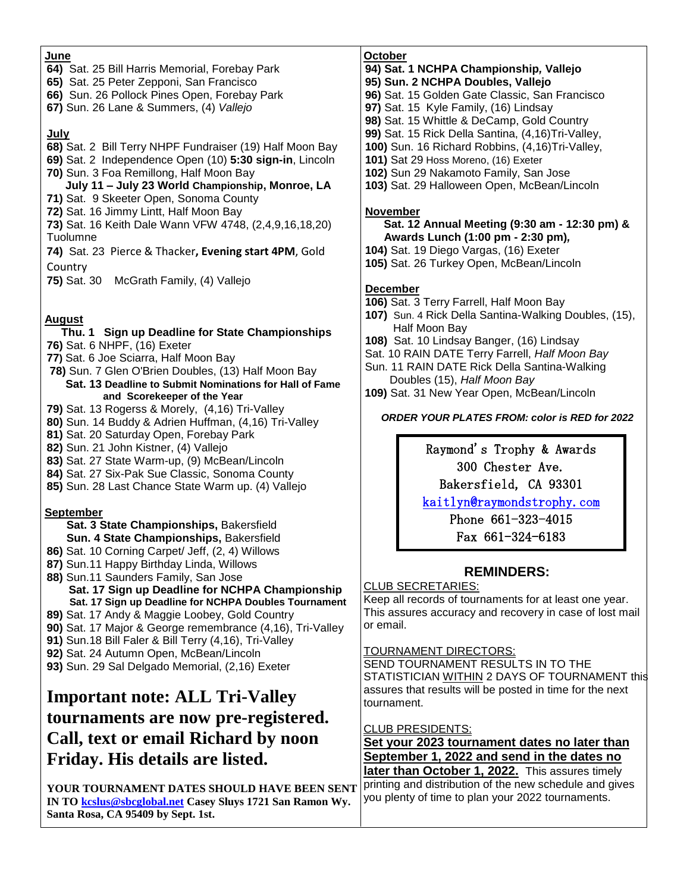**June**

**64)** Sat. 25 Bill Harris Memorial, Forebay Park
**65)** Sat. 25 Peter Zepponi, San Francisco
**66)** Sun. 26 Pollock Pines Open, Forebay Park
**67)** Sun. 26 Lane & Summers, (4) *Vallejo*

**July**

**68)** Sat. 2 Bill Terry NHPF Fundraiser (19) Half Moon Bay
**69)** Sat. 2 Independence Open (10) **5:30 sign-in**, Lincoln
**70)** Sun. 3 Foa Remillong, Half Moon Bay
**July 11 – July 23 World Championship, Monroe, LA**
**71)** Sat. 9 Skeeter Open, Sonoma County
**72)** Sat. 16 Jimmy Lintt, Half Moon Bay
**73)** Sat. 16 Keith Dale Wann VFW 4748, (2,4,9,16,18,20) Tuolumne
**74)** Sat. 23 Pierce & Thacker**, Evening start 4PM**, Gold Country
**75)** Sat. 30 McGrath Family, (4) Vallejo

**August**

**Thu. 1 Sign up Deadline for State Championships**
**76)** Sat. 6 NHPF, (16) Exeter
**77)** Sat. 6 Joe Sciarra, Half Moon Bay
**78)** Sun. 7 Glen O'Brien Doubles, (13) Half Moon Bay
**Sat. 13 Deadline to Submit Nominations for Hall of Fame and Scorekeeper of the Year**
**79)** Sat. 13 Rogerss & Morely, (4,16) Tri-Valley
**80)** Sun. 14 Buddy & Adrien Huffman, (4,16) Tri-Valley
**81)** Sat. 20 Saturday Open, Forebay Park
**82)** Sun. 21 John Kistner, (4) Vallejo
**83)** Sat. 27 State Warm-up, (9) McBean/Lincoln
**84)** Sat. 27 Six-Pak Sue Classic, Sonoma County
**85)** Sun. 28 Last Chance State Warm up. (4) Vallejo

**September**

**Sat. 3 State Championships,** Bakersfield
**Sun. 4 State Championships,** Bakersfield
**86)** Sat. 10 Corning Carpet/ Jeff, (2, 4) Willows
**87)** Sun.11 Happy Birthday Linda, Willows
**88)** Sun.11 Saunders Family, San Jose
**Sat. 17 Sign up Deadline for NCHPA Championship**
**Sat. 17 Sign up Deadline for NCHPA Doubles Tournament**
**89)** Sat. 17 Andy & Maggie Loobey, Gold Country
**90)** Sat. 17 Major & George remembrance (4,16), Tri-Valley
**91)** Sun.18 Bill Faler & Bill Terry (4,16), Tri-Valley
**92)** Sat. 24 Autumn Open, McBean/Lincoln
**93)** Sun. 29 Sal Delgado Memorial, (2,16) Exeter

## Important note: ALL Tri-Valley tournaments are now pre-registered. Call, text or email Richard by noon Friday. His details are listed.

**YOUR TOURNAMENT DATES SHOULD HAVE BEEN SENT IN TO kcslus@sbcglobal.net Casey Sluys 1721 San Ramon Wy. Santa Rosa, CA 95409 by Sept. 1st.**

**October**

**94) Sat. 1 NCHPA Championship, Vallejo**
**95) Sun. 2 NCHPA Doubles, Vallejo**
**96)** Sat. 15 Golden Gate Classic, San Francisco
**97)** Sat. 15 Kyle Family, (16) Lindsay
**98)** Sat. 15 Whittle & DeCamp, Gold Country
**99)** Sat. 15 Rick Della Santina, (4,16)Tri-Valley,
**100)** Sun. 16 Richard Robbins, (4,16)Tri-Valley,
**101)** Sat 29 Hoss Moreno, (16) Exeter
**102)** Sun 29 Nakamoto Family, San Jose
**103)** Sat. 29 Halloween Open, McBean/Lincoln

**November**

**Sat. 12 Annual Meeting (9:30 am - 12:30 pm) & Awards Lunch (1:00 pm - 2:30 pm),**
**104)** Sat. 19 Diego Vargas, (16) Exeter
**105)** Sat. 26 Turkey Open, McBean/Lincoln

**December**

**106)** Sat. 3 Terry Farrell, Half Moon Bay
**107)** Sun. 4 Rick Della Santina-Walking Doubles, (15), Half Moon Bay
**108)** Sat. 10 Lindsay Banger, (16) Lindsay
Sat. 10 RAIN DATE Terry Farrell, *Half Moon Bay*
Sun. 11 RAIN DATE Rick Della Santina-Walking Doubles (15), *Half Moon Bay*
**109)** Sat. 31 New Year Open, McBean/Lincoln

***ORDER YOUR PLATES FROM: color is RED for 2022***

Raymond's Trophy & Awards
300 Chester Ave.
Bakersfield, CA 93301
kaitlyn@raymondstrophy.com
Phone 661-323-4015
Fax 661-324-6183

## REMINDERS:

CLUB SECRETARIES:
Keep all records of tournaments for at least one year. This assures accuracy and recovery in case of lost mail or email.

TOURNAMENT DIRECTORS:
SEND TOURNAMENT RESULTS IN TO THE STATISTICIAN WITHIN 2 DAYS OF TOURNAMENT this assures that results will be posted in time for the next tournament.

CLUB PRESIDENTS:
**Set your 2023 tournament dates no later than September 1, 2022 and send in the dates no later than October 1, 2022.** This assures timely printing and distribution of the new schedule and gives you plenty of time to plan your 2022 tournaments.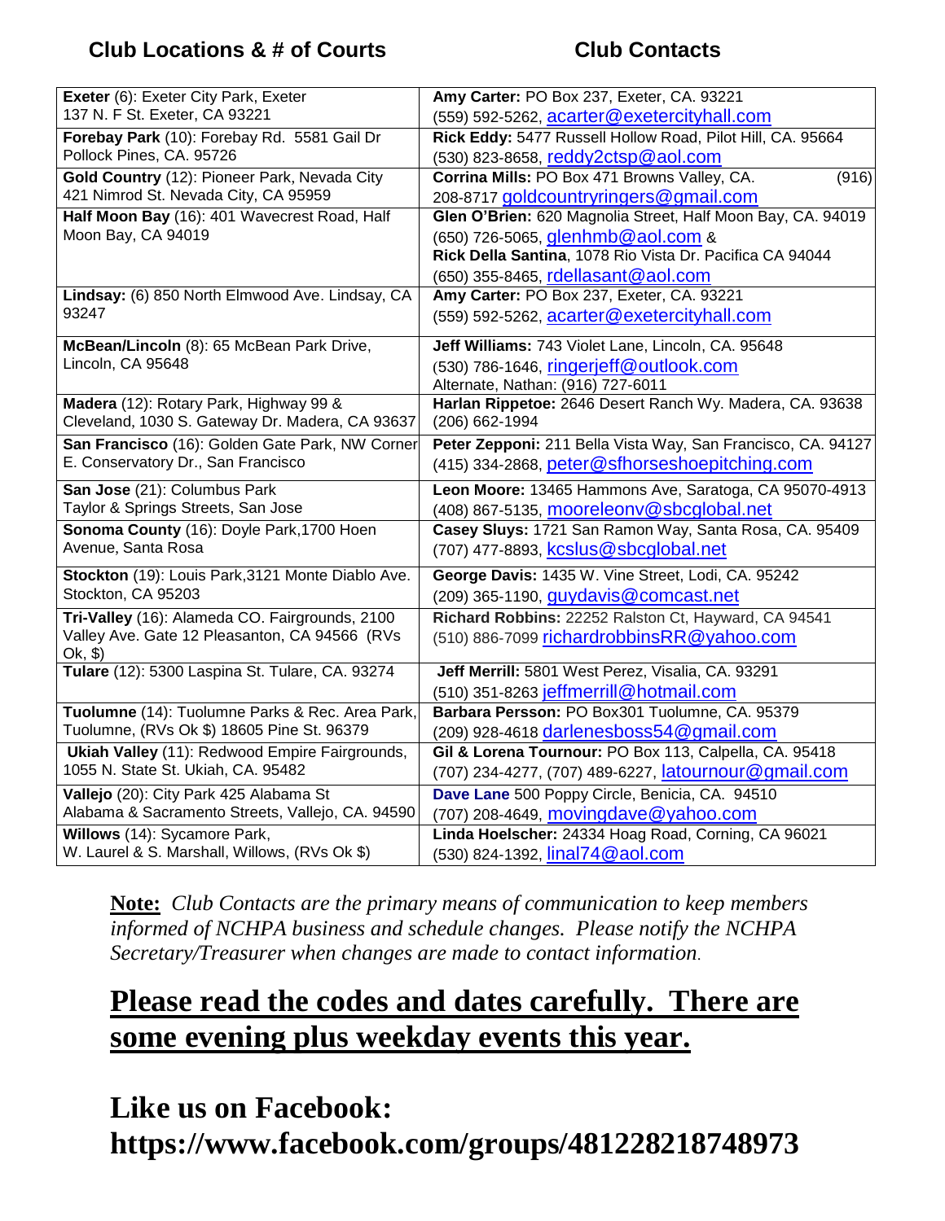| Club Locations & # of Courts | Club Contacts |
|---|---|
| **Exeter** (6): Exeter City Park, Exeter 137 N. F St. Exeter, CA 93221 | **Amy Carter:** PO Box 237, Exeter, CA. 93221 (559) 592-5262, acarter@exetercityhall.com |
| **Forebay Park** (10): Forebay Rd. 5581 Gail Dr Pollock Pines, CA. 95726 | **Rick Eddy:** 5477 Russell Hollow Road, Pilot Hill, CA. 95664 (530) 823-8658, reddy2ctsp@aol.com |
| **Gold Country** (12): Pioneer Park, Nevada City 421 Nimrod St. Nevada City, CA 95959 | **Corrina Mills:** PO Box 471 Browns Valley, CA. (916) 208-8717 goldcountryringers@gmail.com |
| **Half Moon Bay** (16): 401 Wavecrest Road, Half Moon Bay, CA 94019 | **Glen O'Brien:** 620 Magnolia Street, Half Moon Bay, CA. 94019 (650) 726-5065, glenhmb@aol.com & **Rick Della Santina**, 1078 Rio Vista Dr. Pacifica CA 94044 (650) 355-8465, rdellasant@aol.com |
| **Lindsay:** (6) 850 North Elmwood Ave. Lindsay, CA 93247 | **Amy Carter:** PO Box 237, Exeter, CA. 93221 (559) 592-5262, acarter@exetercityhall.com |
| **McBean/Lincoln** (8): 65 McBean Park Drive, Lincoln, CA 95648 | **Jeff Williams:** 743 Violet Lane, Lincoln, CA. 95648 (530) 786-1646, ringerjeff@outlook.com Alternate, Nathan: (916) 727-6011 |
| **Madera** (12): Rotary Park, Highway 99 & Cleveland, 1030 S. Gateway Dr. Madera, CA 93637 | **Harlan Rippetoe:** 2646 Desert Ranch Wy. Madera, CA. 93638 (206) 662-1994 |
| **San Francisco** (16): Golden Gate Park, NW Corner E. Conservatory Dr., San Francisco | **Peter Zepponi:** 211 Bella Vista Way, San Francisco, CA. 94127 (415) 334-2868, peter@sfhorseshoepitching.com |
| **San Jose** (21): Columbus Park Taylor & Springs Streets, San Jose | **Leon Moore:** 13465 Hammons Ave, Saratoga, CA 95070-4913 (408) 867-5135, mooreleonv@sbcglobal.net |
| **Sonoma County** (16): Doyle Park,1700 Hoen Avenue, Santa Rosa | **Casey Sluys:** 1721 San Ramon Way, Santa Rosa, CA. 95409 (707) 477-8893, kcslus@sbcglobal.net |
| **Stockton** (19): Louis Park,3121 Monte Diablo Ave. Stockton, CA 95203 | **George Davis:** 1435 W. Vine Street, Lodi, CA. 95242 (209) 365-1190, guydavis@comcast.net |
| **Tri-Valley** (16): Alameda CO. Fairgrounds, 2100 Valley Ave. Gate 12 Pleasanton, CA 94566 (RVs Ok, $) | **Richard Robbins:** 22252 Ralston Ct, Hayward, CA 94541 (510) 886-7099 richardrobbinsRR@yahoo.com |
| **Tulare** (12): 5300 Laspina St. Tulare, CA. 93274 | **Jeff Merrill:** 5801 West Perez, Visalia, CA. 93291 (510) 351-8263 jeffmerrill@hotmail.com |
| **Tuolumne** (14): Tuolumne Parks & Rec. Area Park, Tuolumne, (RVs Ok $) 18605 Pine St. 96379 | **Barbara Persson:** PO Box301 Tuolumne, CA. 95379 (209) 928-4618 darlenesboss54@gmail.com |
| **Ukiah Valley** (11): Redwood Empire Fairgrounds, 1055 N. State St. Ukiah, CA. 95482 | **Gil & Lorena Tournour:** PO Box 113, Calpella, CA. 95418 (707) 234-4277, (707) 489-6227, latournour@gmail.com |
| **Vallejo** (20): City Park 425 Alabama St Alabama & Sacramento Streets, Vallejo, CA. 94590 | **Dave Lane** 500 Poppy Circle, Benicia, CA. 94510 (707) 208-4649, movingdave@yahoo.com |
| **Willows** (14): Sycamore Park, W. Laurel & S. Marshall, Willows, (RVs Ok $) | **Linda Hoelscher:** 24334 Hoag Road, Corning, CA 96021 (530) 824-1392, linal74@aol.com |

**Note:** *Club Contacts are the primary means of communication to keep members informed of NCHPA business and schedule changes. Please notify the NCHPA Secretary/Treasurer when changes are made to contact information.*

## Please read the codes and dates carefully. There are some evening plus weekday events this year.

## Like us on Facebook: https://www.facebook.com/groups/481228218748973